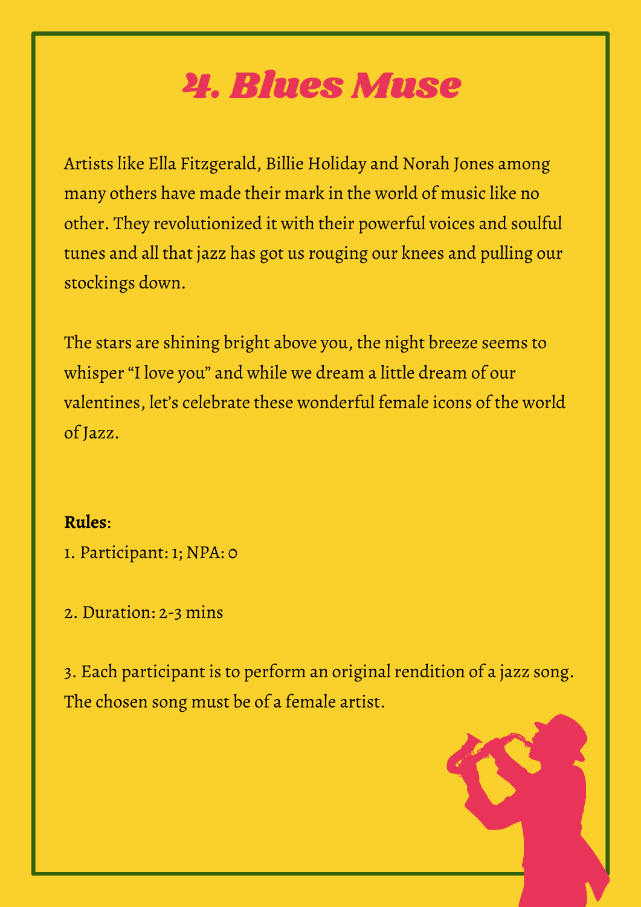# 4. Blues Muse

Artists like Ella Fitzgerald, Billie Holiday and Norah Jones among many others have made their mark in the world of music like no other. They revolutionized it with their powerful voices and soulful tunes and all that jazz has got us rouging our knees and pulling our stockings down.

The stars are shining bright above you, the night breeze seems to whisper "I love you" and while we dream a little dream of our valentines, let's celebrate these wonderful female icons of the world of Jazz.

**Rules**:

1. Participant: 1; NPA: 0

2. Duration: 2-3 mins

3. Each participant is to perform an original rendition of a jazz song. The chosen song must be of a female artist.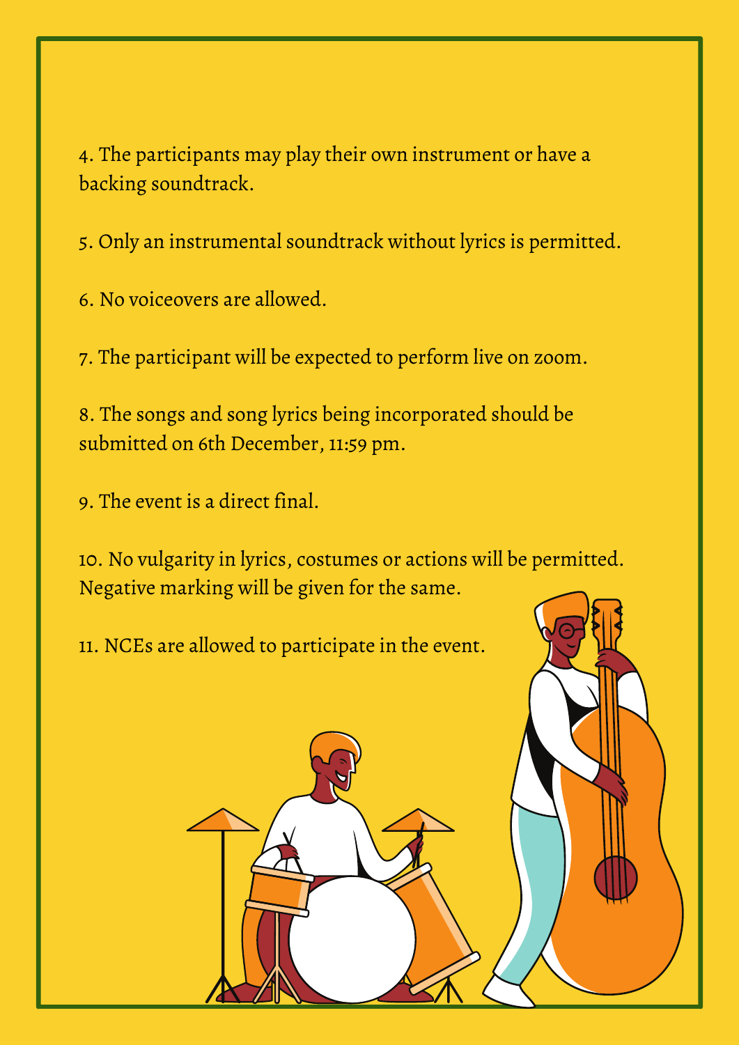4. The participants may play their own instrument or have a backing soundtrack.

5. Only an instrumental soundtrack without lyrics is permitted.

6. No voiceovers are allowed.

7. The participant will be expected to perform live on zoom.

8. The songs and song lyrics being incorporated should be submitted on 6th December, 11:59 pm.

9. The event is a direct final.

10. No vulgarity in lyrics, costumes or actions will be permitted. Negative marking will be given for the same.

11. NCEs are allowed to participate in the event.